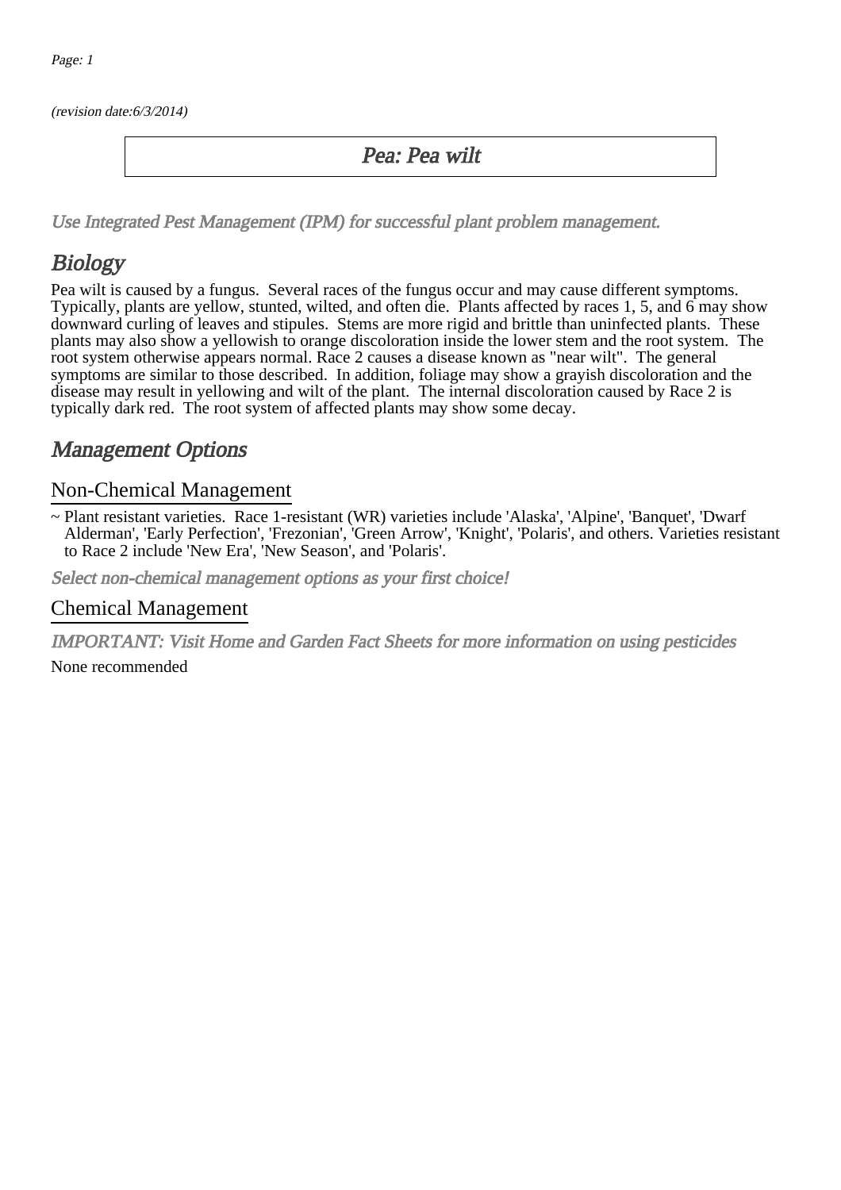(revision date:6/3/2014)

# Pea: Pea wilt

*Use Integrated Pest Management (IPM) for successful plant problem management.*

## Biology

Pea wilt is caused by a fungus. Several races of the fungus occur and may cause different symptoms. Typically, plants are yellow, stunted, wilted, and often die. Plants affected by races 1, 5, and 6 may show downward curling of leaves and stipules. Stems are more rigid and brittle than uninfected plants. These plants may also show a yellowish to orange discoloration inside the lower stem and the root system. The root system otherwise appears normal. Race 2 causes a disease known as "near wilt". The general symptoms are similar to those described. In addition, foliage may show a grayish discoloration and the disease may result in yellowing and wilt of the plant. The internal discoloration caused by Race 2 is typically dark red. The root system of affected plants may show some decay.

## Management Options

### Non-Chemical Management

~ Plant resistant varieties. Race 1-resistant (WR) varieties include 'Alaska', 'Alpine', 'Banquet', 'Dwarf Alderman', 'Early Perfection', 'Frezonian', 'Green Arrow', 'Knight', 'Polaris', and others. Varieties resistant to Race 2 include 'New Era', 'New Season', and 'Polaris'.

*Select non-chemical management options as your first choice!*

### Chemical Management

*IMPORTANT: Visit Home and Garden Fact Sheets for more information on using pesticides*

None recommended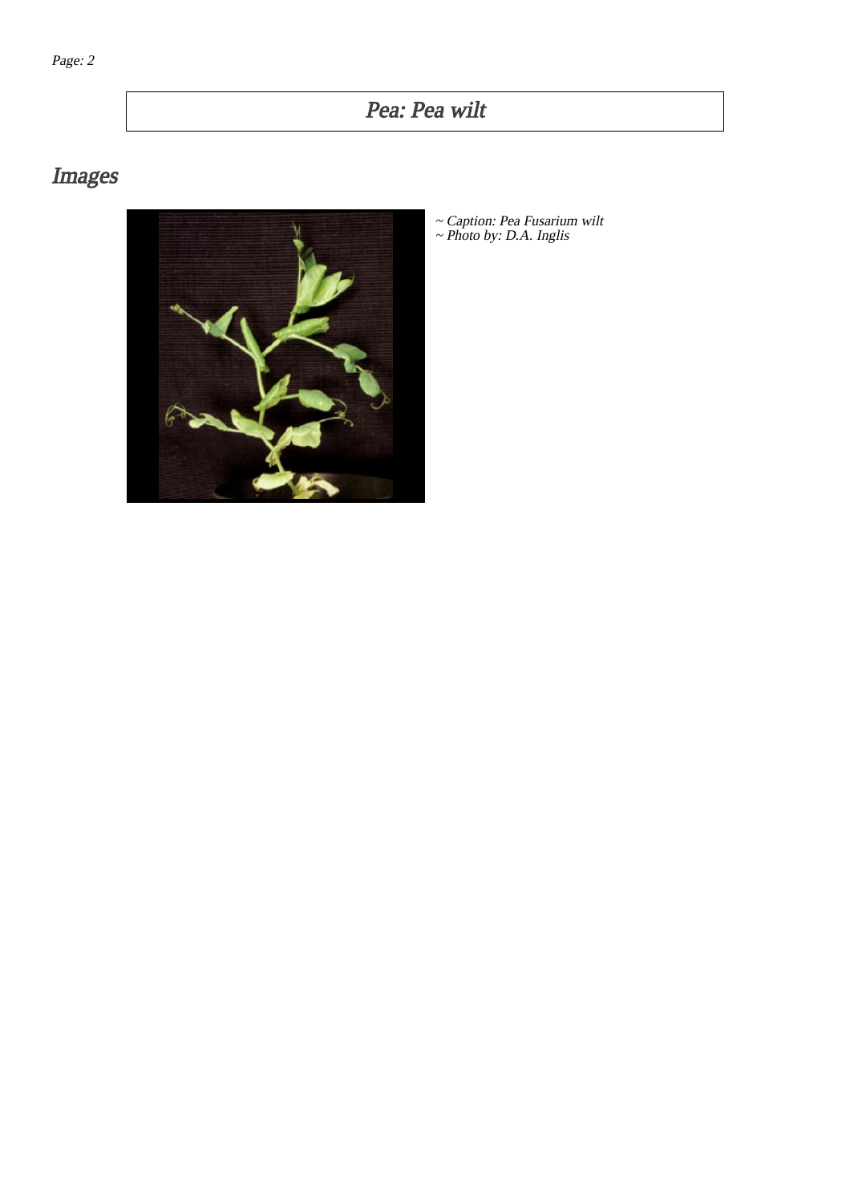# Pea: Pea wilt

## Images

~ Caption: Pea Fusarium wilt
~ Photo by: D.A. Inglis